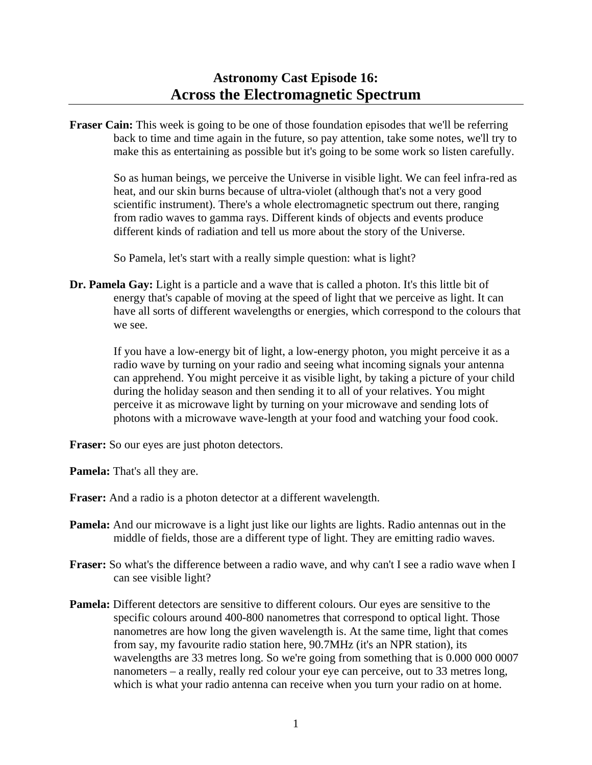# Astronomy Cast Episode 16:
## Across the Electromagnetic Spectrum

**Fraser Cain:** This week is going to be one of those foundation episodes that we'll be referring back to time and time again in the future, so pay attention, take some notes, we'll try to make this as entertaining as possible but it's going to be some work so listen carefully.

So as human beings, we perceive the Universe in visible light. We can feel infra-red as heat, and our skin burns because of ultra-violet (although that's not a very good scientific instrument). There's a whole electromagnetic spectrum out there, ranging from radio waves to gamma rays. Different kinds of objects and events produce different kinds of radiation and tell us more about the story of the Universe.

So Pamela, let's start with a really simple question: what is light?

**Dr. Pamela Gay:** Light is a particle and a wave that is called a photon. It's this little bit of energy that's capable of moving at the speed of light that we perceive as light. It can have all sorts of different wavelengths or energies, which correspond to the colours that we see.

If you have a low-energy bit of light, a low-energy photon, you might perceive it as a radio wave by turning on your radio and seeing what incoming signals your antenna can apprehend. You might perceive it as visible light, by taking a picture of your child during the holiday season and then sending it to all of your relatives. You might perceive it as microwave light by turning on your microwave and sending lots of photons with a microwave wave-length at your food and watching your food cook.

**Fraser:** So our eyes are just photon detectors.

**Pamela:** That's all they are.

**Fraser:** And a radio is a photon detector at a different wavelength.

**Pamela:** And our microwave is a light just like our lights are lights. Radio antennas out in the middle of fields, those are a different type of light. They are emitting radio waves.

**Fraser:** So what's the difference between a radio wave, and why can't I see a radio wave when I can see visible light?

**Pamela:** Different detectors are sensitive to different colours. Our eyes are sensitive to the specific colours around 400-800 nanometres that correspond to optical light. Those nanometres are how long the given wavelength is. At the same time, light that comes from say, my favourite radio station here, 90.7MHz (it's an NPR station), its wavelengths are 33 metres long. So we're going from something that is 0.000 000 0007 nanometers – a really, really red colour your eye can perceive, out to 33 metres long, which is what your radio antenna can receive when you turn your radio on at home.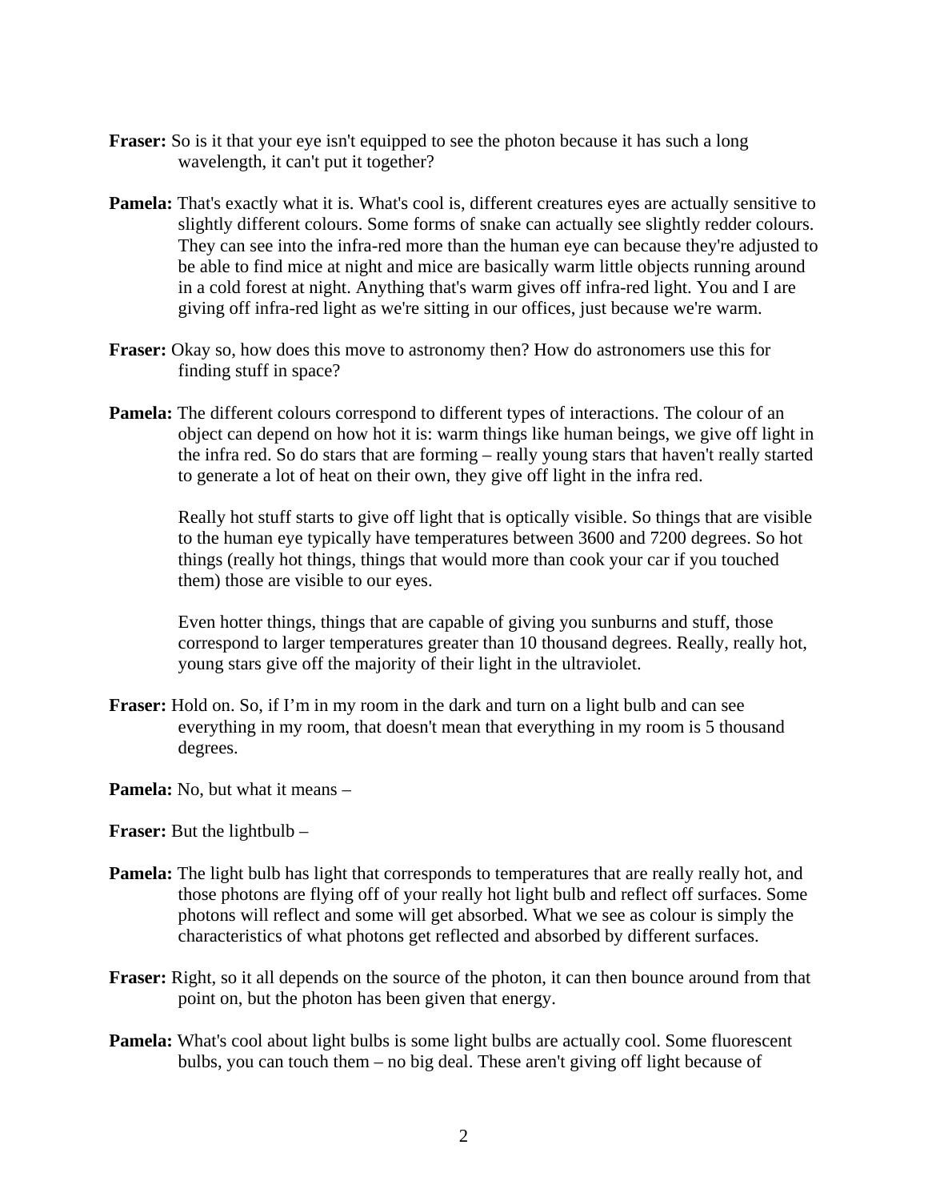**Fraser:** So is it that your eye isn't equipped to see the photon because it has such a long wavelength, it can't put it together?

**Pamela:** That's exactly what it is. What's cool is, different creatures eyes are actually sensitive to slightly different colours. Some forms of snake can actually see slightly redder colours. They can see into the infra-red more than the human eye can because they're adjusted to be able to find mice at night and mice are basically warm little objects running around in a cold forest at night. Anything that's warm gives off infra-red light. You and I are giving off infra-red light as we're sitting in our offices, just because we're warm.

**Fraser:** Okay so, how does this move to astronomy then? How do astronomers use this for finding stuff in space?

**Pamela:** The different colours correspond to different types of interactions. The colour of an object can depend on how hot it is: warm things like human beings, we give off light in the infra red. So do stars that are forming – really young stars that haven't really started to generate a lot of heat on their own, they give off light in the infra red.

Really hot stuff starts to give off light that is optically visible. So things that are visible to the human eye typically have temperatures between 3600 and 7200 degrees. So hot things (really hot things, things that would more than cook your car if you touched them) those are visible to our eyes.

Even hotter things, things that are capable of giving you sunburns and stuff, those correspond to larger temperatures greater than 10 thousand degrees. Really, really hot, young stars give off the majority of their light in the ultraviolet.

**Fraser:** Hold on. So, if I'm in my room in the dark and turn on a light bulb and can see everything in my room, that doesn't mean that everything in my room is 5 thousand degrees.

**Pamela:** No, but what it means –

**Fraser:** But the lightbulb –

**Pamela:** The light bulb has light that corresponds to temperatures that are really really hot, and those photons are flying off of your really hot light bulb and reflect off surfaces. Some photons will reflect and some will get absorbed. What we see as colour is simply the characteristics of what photons get reflected and absorbed by different surfaces.

**Fraser:** Right, so it all depends on the source of the photon, it can then bounce around from that point on, but the photon has been given that energy.

**Pamela:** What's cool about light bulbs is some light bulbs are actually cool. Some fluorescent bulbs, you can touch them – no big deal. These aren't giving off light because of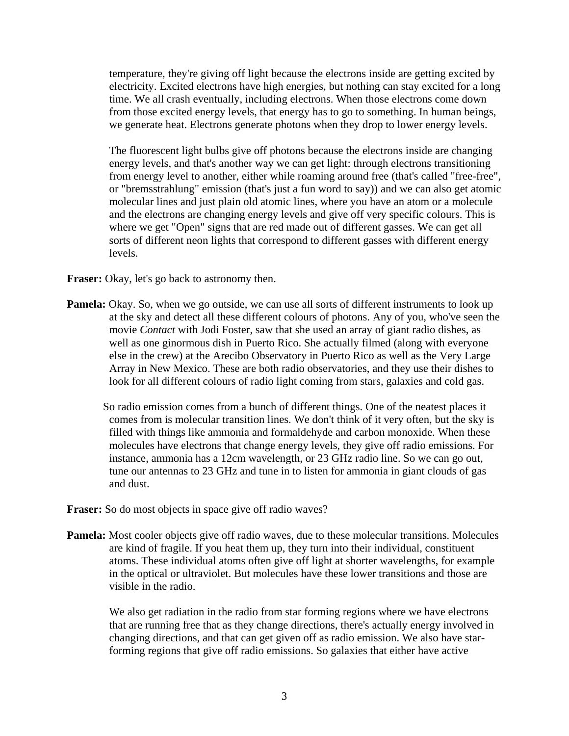temperature, they're giving off light because the electrons inside are getting excited by electricity. Excited electrons have high energies, but nothing can stay excited for a long time. We all crash eventually, including electrons. When those electrons come down from those excited energy levels, that energy has to go to something. In human beings, we generate heat. Electrons generate photons when they drop to lower energy levels.

The fluorescent light bulbs give off photons because the electrons inside are changing energy levels, and that's another way we can get light: through electrons transitioning from energy level to another, either while roaming around free (that's called "free-free", or "bremsstrahlung" emission (that's just a fun word to say)) and we can also get atomic molecular lines and just plain old atomic lines, where you have an atom or a molecule and the electrons are changing energy levels and give off very specific colours. This is where we get "Open" signs that are red made out of different gasses. We can get all sorts of different neon lights that correspond to different gasses with different energy levels.

**Fraser:** Okay, let's go back to astronomy then.

**Pamela:** Okay. So, when we go outside, we can use all sorts of different instruments to look up at the sky and detect all these different colours of photons. Any of you, who've seen the movie *Contact* with Jodi Foster, saw that she used an array of giant radio dishes, as well as one ginormous dish in Puerto Rico. She actually filmed (along with everyone else in the crew) at the Arecibo Observatory in Puerto Rico as well as the Very Large Array in New Mexico. These are both radio observatories, and they use their dishes to look for all different colours of radio light coming from stars, galaxies and cold gas.

So radio emission comes from a bunch of different things. One of the neatest places it comes from is molecular transition lines. We don't think of it very often, but the sky is filled with things like ammonia and formaldehyde and carbon monoxide. When these molecules have electrons that change energy levels, they give off radio emissions. For instance, ammonia has a 12cm wavelength, or 23 GHz radio line. So we can go out, tune our antennas to 23 GHz and tune in to listen for ammonia in giant clouds of gas and dust.

**Fraser:** So do most objects in space give off radio waves?

**Pamela:** Most cooler objects give off radio waves, due to these molecular transitions. Molecules are kind of fragile. If you heat them up, they turn into their individual, constituent atoms. These individual atoms often give off light at shorter wavelengths, for example in the optical or ultraviolet. But molecules have these lower transitions and those are visible in the radio.

We also get radiation in the radio from star forming regions where we have electrons that are running free that as they change directions, there's actually energy involved in changing directions, and that can get given off as radio emission. We also have star-forming regions that give off radio emissions. So galaxies that either have active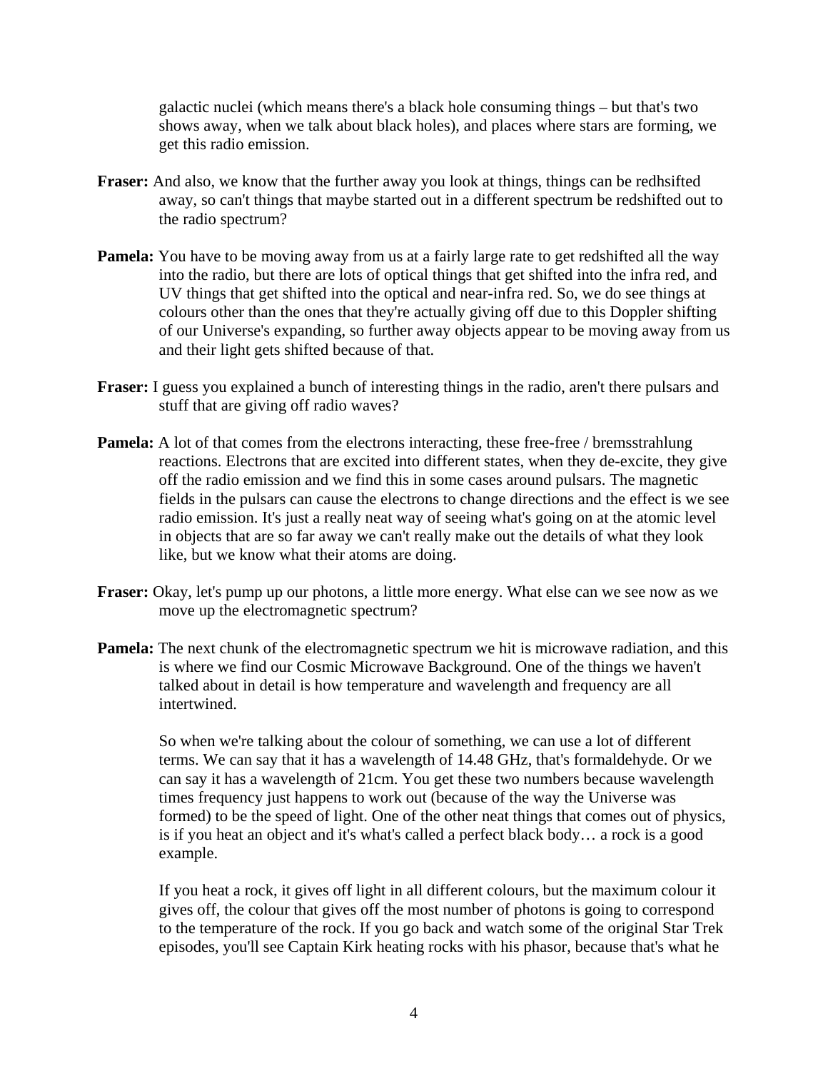galactic nuclei (which means there's a black hole consuming things – but that's two shows away, when we talk about black holes), and places where stars are forming, we get this radio emission.

**Fraser:** And also, we know that the further away you look at things, things can be redhsifted away, so can't things that maybe started out in a different spectrum be redshifted out to the radio spectrum?

**Pamela:** You have to be moving away from us at a fairly large rate to get redshifted all the way into the radio, but there are lots of optical things that get shifted into the infra red, and UV things that get shifted into the optical and near-infra red. So, we do see things at colours other than the ones that they're actually giving off due to this Doppler shifting of our Universe's expanding, so further away objects appear to be moving away from us and their light gets shifted because of that.

**Fraser:** I guess you explained a bunch of interesting things in the radio, aren't there pulsars and stuff that are giving off radio waves?

**Pamela:** A lot of that comes from the electrons interacting, these free-free / bremsstrahlung reactions. Electrons that are excited into different states, when they de-excite, they give off the radio emission and we find this in some cases around pulsars. The magnetic fields in the pulsars can cause the electrons to change directions and the effect is we see radio emission. It's just a really neat way of seeing what's going on at the atomic level in objects that are so far away we can't really make out the details of what they look like, but we know what their atoms are doing.

**Fraser:** Okay, let's pump up our photons, a little more energy. What else can we see now as we move up the electromagnetic spectrum?

**Pamela:** The next chunk of the electromagnetic spectrum we hit is microwave radiation, and this is where we find our Cosmic Microwave Background. One of the things we haven't talked about in detail is how temperature and wavelength and frequency are all intertwined.

So when we're talking about the colour of something, we can use a lot of different terms. We can say that it has a wavelength of 14.48 GHz, that's formaldehyde. Or we can say it has a wavelength of 21cm. You get these two numbers because wavelength times frequency just happens to work out (because of the way the Universe was formed) to be the speed of light. One of the other neat things that comes out of physics, is if you heat an object and it's what's called a perfect black body… a rock is a good example.

If you heat a rock, it gives off light in all different colours, but the maximum colour it gives off, the colour that gives off the most number of photons is going to correspond to the temperature of the rock. If you go back and watch some of the original Star Trek episodes, you'll see Captain Kirk heating rocks with his phasor, because that's what he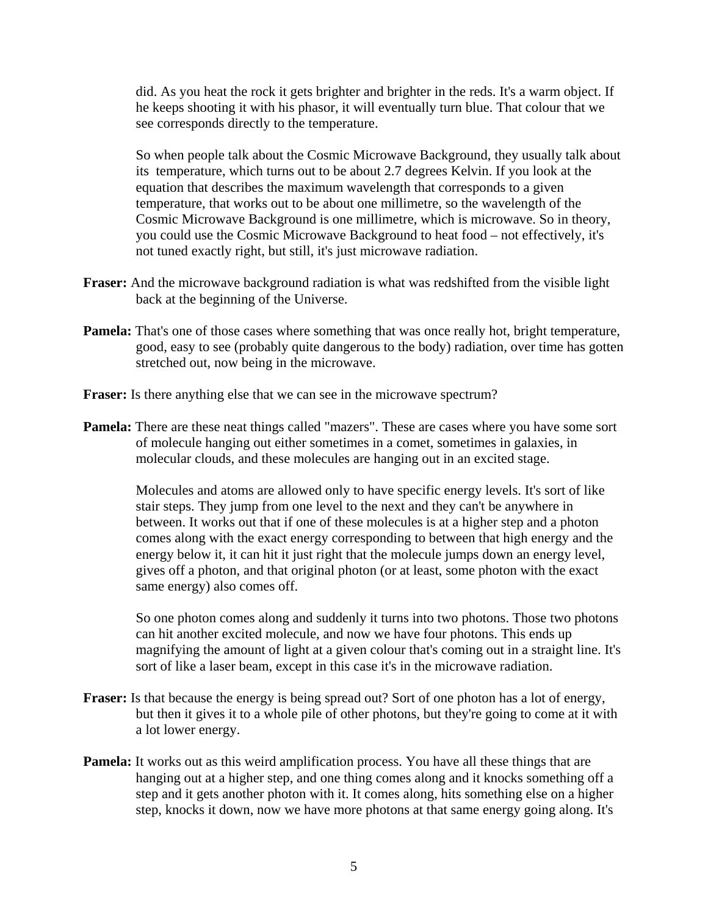did. As you heat the rock it gets brighter and brighter in the reds. It's a warm object. If he keeps shooting it with his phasor, it will eventually turn blue. That colour that we see corresponds directly to the temperature.

So when people talk about the Cosmic Microwave Background, they usually talk about its temperature, which turns out to be about 2.7 degrees Kelvin. If you look at the equation that describes the maximum wavelength that corresponds to a given temperature, that works out to be about one millimetre, so the wavelength of the Cosmic Microwave Background is one millimetre, which is microwave. So in theory, you could use the Cosmic Microwave Background to heat food – not effectively, it's not tuned exactly right, but still, it's just microwave radiation.

**Fraser:** And the microwave background radiation is what was redshifted from the visible light back at the beginning of the Universe.

**Pamela:** That's one of those cases where something that was once really hot, bright temperature, good, easy to see (probably quite dangerous to the body) radiation, over time has gotten stretched out, now being in the microwave.

**Fraser:** Is there anything else that we can see in the microwave spectrum?

**Pamela:** There are these neat things called "mazers". These are cases where you have some sort of molecule hanging out either sometimes in a comet, sometimes in galaxies, in molecular clouds, and these molecules are hanging out in an excited stage.

Molecules and atoms are allowed only to have specific energy levels. It's sort of like stair steps. They jump from one level to the next and they can't be anywhere in between. It works out that if one of these molecules is at a higher step and a photon comes along with the exact energy corresponding to between that high energy and the energy below it, it can hit it just right that the molecule jumps down an energy level, gives off a photon, and that original photon (or at least, some photon with the exact same energy) also comes off.

So one photon comes along and suddenly it turns into two photons. Those two photons can hit another excited molecule, and now we have four photons. This ends up magnifying the amount of light at a given colour that's coming out in a straight line. It's sort of like a laser beam, except in this case it's in the microwave radiation.

**Fraser:** Is that because the energy is being spread out? Sort of one photon has a lot of energy, but then it gives it to a whole pile of other photons, but they're going to come at it with a lot lower energy.

**Pamela:** It works out as this weird amplification process. You have all these things that are hanging out at a higher step, and one thing comes along and it knocks something off a step and it gets another photon with it. It comes along, hits something else on a higher step, knocks it down, now we have more photons at that same energy going along. It's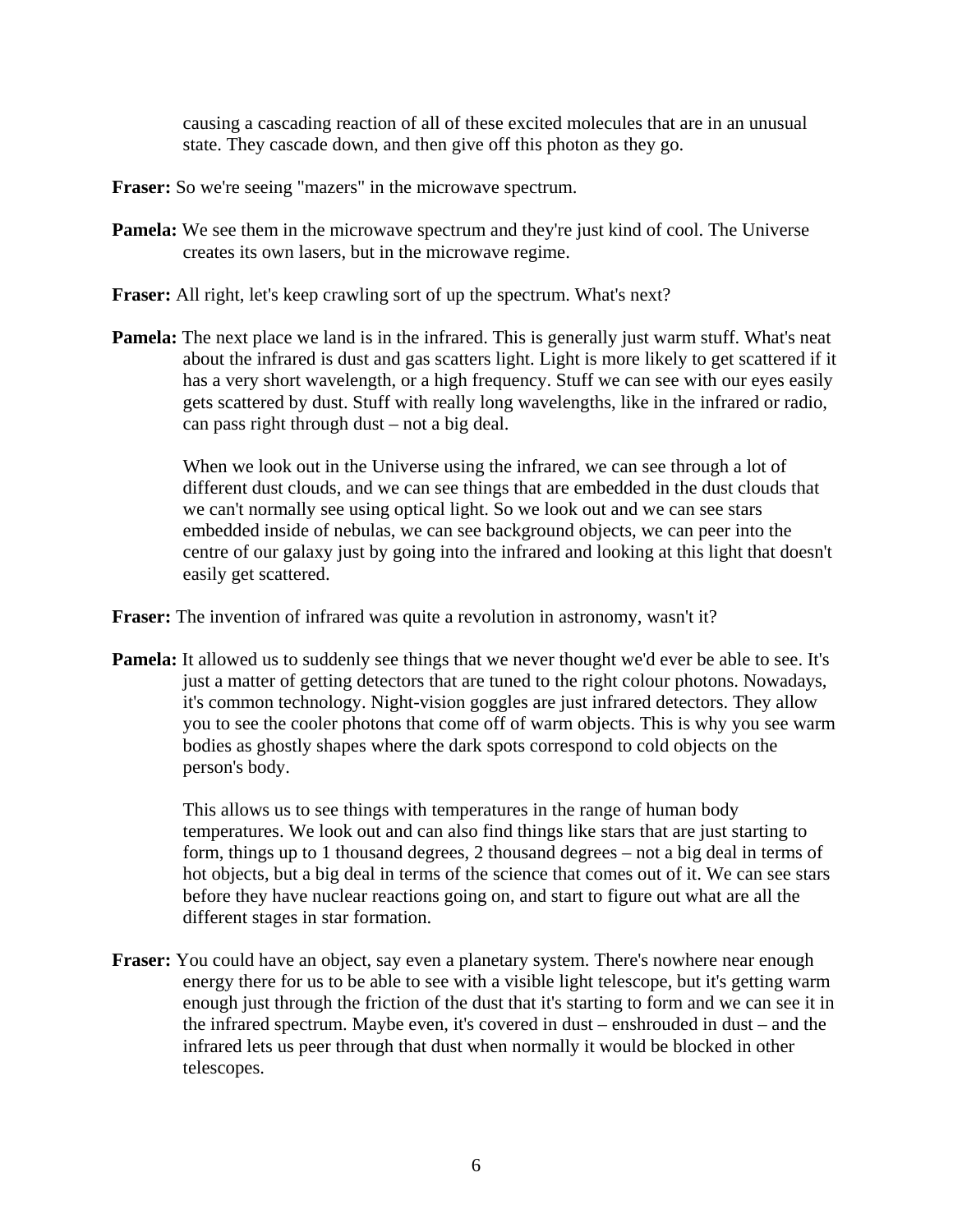causing a cascading reaction of all of these excited molecules that are in an unusual state. They cascade down, and then give off this photon as they go.

**Fraser:** So we're seeing "mazers" in the microwave spectrum.

**Pamela:** We see them in the microwave spectrum and they're just kind of cool. The Universe creates its own lasers, but in the microwave regime.

**Fraser:** All right, let's keep crawling sort of up the spectrum. What's next?

**Pamela:** The next place we land is in the infrared. This is generally just warm stuff. What's neat about the infrared is dust and gas scatters light. Light is more likely to get scattered if it has a very short wavelength, or a high frequency. Stuff we can see with our eyes easily gets scattered by dust. Stuff with really long wavelengths, like in the infrared or radio, can pass right through dust – not a big deal.

When we look out in the Universe using the infrared, we can see through a lot of different dust clouds, and we can see things that are embedded in the dust clouds that we can't normally see using optical light. So we look out and we can see stars embedded inside of nebulas, we can see background objects, we can peer into the centre of our galaxy just by going into the infrared and looking at this light that doesn't easily get scattered.

**Fraser:** The invention of infrared was quite a revolution in astronomy, wasn't it?

**Pamela:** It allowed us to suddenly see things that we never thought we'd ever be able to see. It's just a matter of getting detectors that are tuned to the right colour photons. Nowadays, it's common technology. Night-vision goggles are just infrared detectors. They allow you to see the cooler photons that come off of warm objects. This is why you see warm bodies as ghostly shapes where the dark spots correspond to cold objects on the person's body.

This allows us to see things with temperatures in the range of human body temperatures. We look out and can also find things like stars that are just starting to form, things up to 1 thousand degrees, 2 thousand degrees – not a big deal in terms of hot objects, but a big deal in terms of the science that comes out of it. We can see stars before they have nuclear reactions going on, and start to figure out what are all the different stages in star formation.

**Fraser:** You could have an object, say even a planetary system. There's nowhere near enough energy there for us to be able to see with a visible light telescope, but it's getting warm enough just through the friction of the dust that it's starting to form and we can see it in the infrared spectrum. Maybe even, it's covered in dust – enshrouded in dust – and the infrared lets us peer through that dust when normally it would be blocked in other telescopes.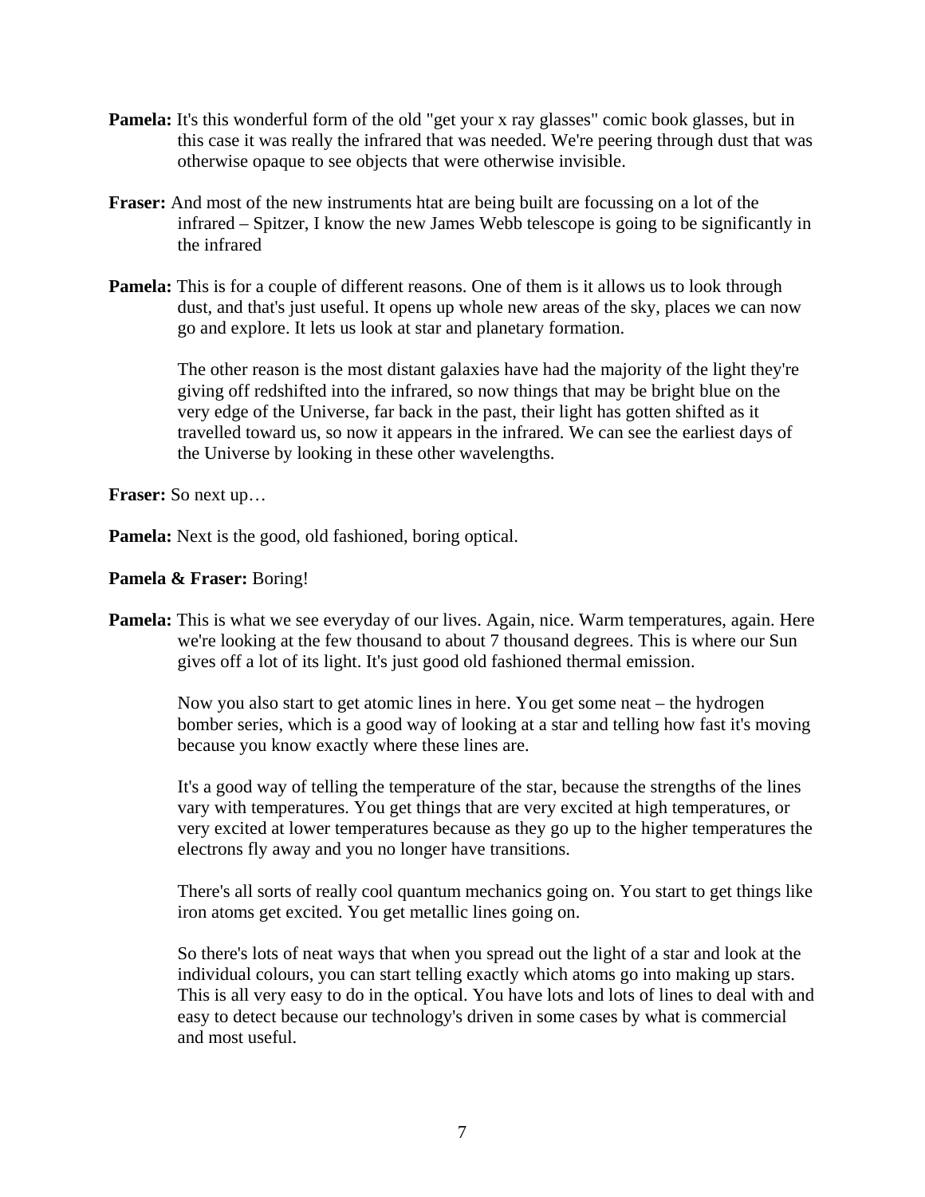**Pamela:** It's this wonderful form of the old "get your x ray glasses" comic book glasses, but in this case it was really the infrared that was needed. We're peering through dust that was otherwise opaque to see objects that were otherwise invisible.

**Fraser:** And most of the new instruments htat are being built are focussing on a lot of the infrared – Spitzer, I know the new James Webb telescope is going to be significantly in the infrared

**Pamela:** This is for a couple of different reasons. One of them is it allows us to look through dust, and that's just useful. It opens up whole new areas of the sky, places we can now go and explore. It lets us look at star and planetary formation.

The other reason is the most distant galaxies have had the majority of the light they're giving off redshifted into the infrared, so now things that may be bright blue on the very edge of the Universe, far back in the past, their light has gotten shifted as it travelled toward us, so now it appears in the infrared. We can see the earliest days of the Universe by looking in these other wavelengths.

**Fraser:** So next up…

**Pamela:** Next is the good, old fashioned, boring optical.

**Pamela & Fraser:** Boring!

**Pamela:** This is what we see everyday of our lives. Again, nice. Warm temperatures, again. Here we're looking at the few thousand to about 7 thousand degrees. This is where our Sun gives off a lot of its light. It's just good old fashioned thermal emission.

Now you also start to get atomic lines in here. You get some neat – the hydrogen bomber series, which is a good way of looking at a star and telling how fast it's moving because you know exactly where these lines are.

It's a good way of telling the temperature of the star, because the strengths of the lines vary with temperatures. You get things that are very excited at high temperatures, or very excited at lower temperatures because as they go up to the higher temperatures the electrons fly away and you no longer have transitions.

There's all sorts of really cool quantum mechanics going on. You start to get things like iron atoms get excited. You get metallic lines going on.

So there's lots of neat ways that when you spread out the light of a star and look at the individual colours, you can start telling exactly which atoms go into making up stars. This is all very easy to do in the optical. You have lots and lots of lines to deal with and easy to detect because our technology's driven in some cases by what is commercial and most useful.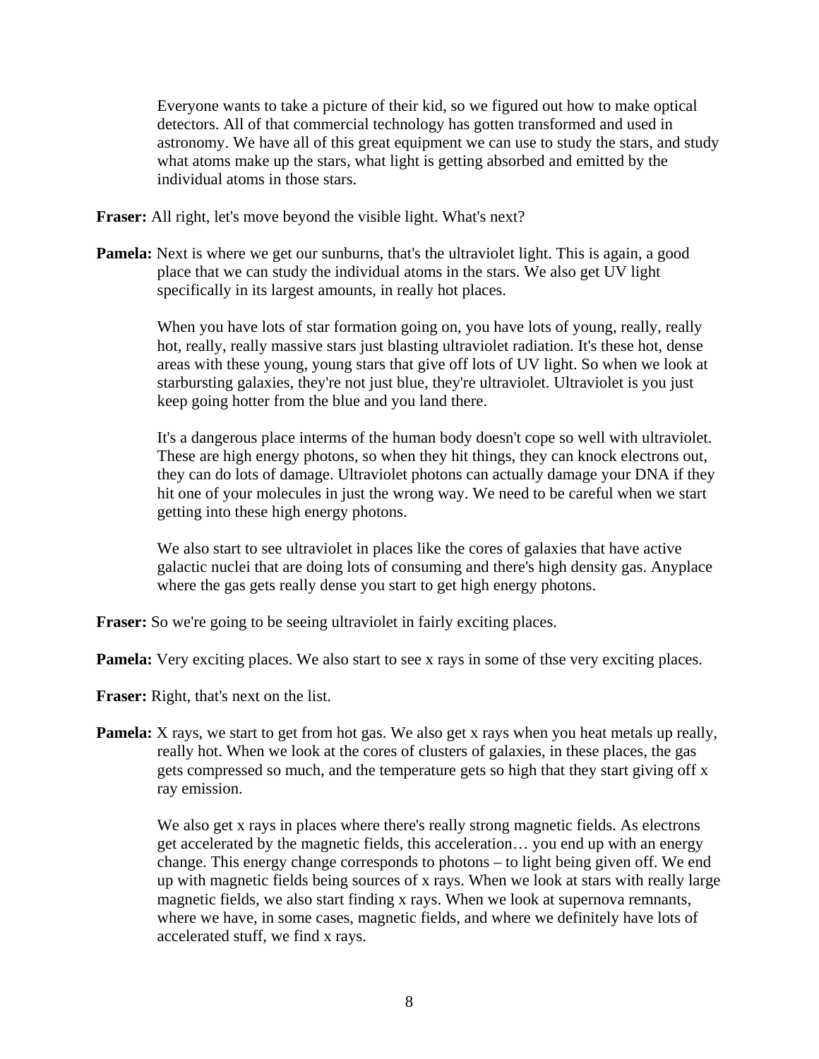Everyone wants to take a picture of their kid, so we figured out how to make optical detectors. All of that commercial technology has gotten transformed and used in astronomy. We have all of this great equipment we can use to study the stars, and study what atoms make up the stars, what light is getting absorbed and emitted by the individual atoms in those stars.

**Fraser:** All right, let's move beyond the visible light. What's next?

**Pamela:** Next is where we get our sunburns, that's the ultraviolet light. This is again, a good place that we can study the individual atoms in the stars. We also get UV light specifically in its largest amounts, in really hot places.

When you have lots of star formation going on, you have lots of young, really, really hot, really, really massive stars just blasting ultraviolet radiation. It's these hot, dense areas with these young, young stars that give off lots of UV light. So when we look at starbursting galaxies, they're not just blue, they're ultraviolet. Ultraviolet is you just keep going hotter from the blue and you land there.

It's a dangerous place interms of the human body doesn't cope so well with ultraviolet. These are high energy photons, so when they hit things, they can knock electrons out, they can do lots of damage. Ultraviolet photons can actually damage your DNA if they hit one of your molecules in just the wrong way. We need to be careful when we start getting into these high energy photons.

We also start to see ultraviolet in places like the cores of galaxies that have active galactic nuclei that are doing lots of consuming and there's high density gas. Anyplace where the gas gets really dense you start to get high energy photons.

**Fraser:** So we're going to be seeing ultraviolet in fairly exciting places.

**Pamela:** Very exciting places. We also start to see x rays in some of thse very exciting places.

**Fraser:** Right, that's next on the list.

**Pamela:** X rays, we start to get from hot gas. We also get x rays when you heat metals up really, really hot. When we look at the cores of clusters of galaxies, in these places, the gas gets compressed so much, and the temperature gets so high that they start giving off x ray emission.

We also get x rays in places where there's really strong magnetic fields. As electrons get accelerated by the magnetic fields, this acceleration… you end up with an energy change. This energy change corresponds to photons – to light being given off. We end up with magnetic fields being sources of x rays. When we look at stars with really large magnetic fields, we also start finding x rays. When we look at supernova remnants, where we have, in some cases, magnetic fields, and where we definitely have lots of accelerated stuff, we find x rays.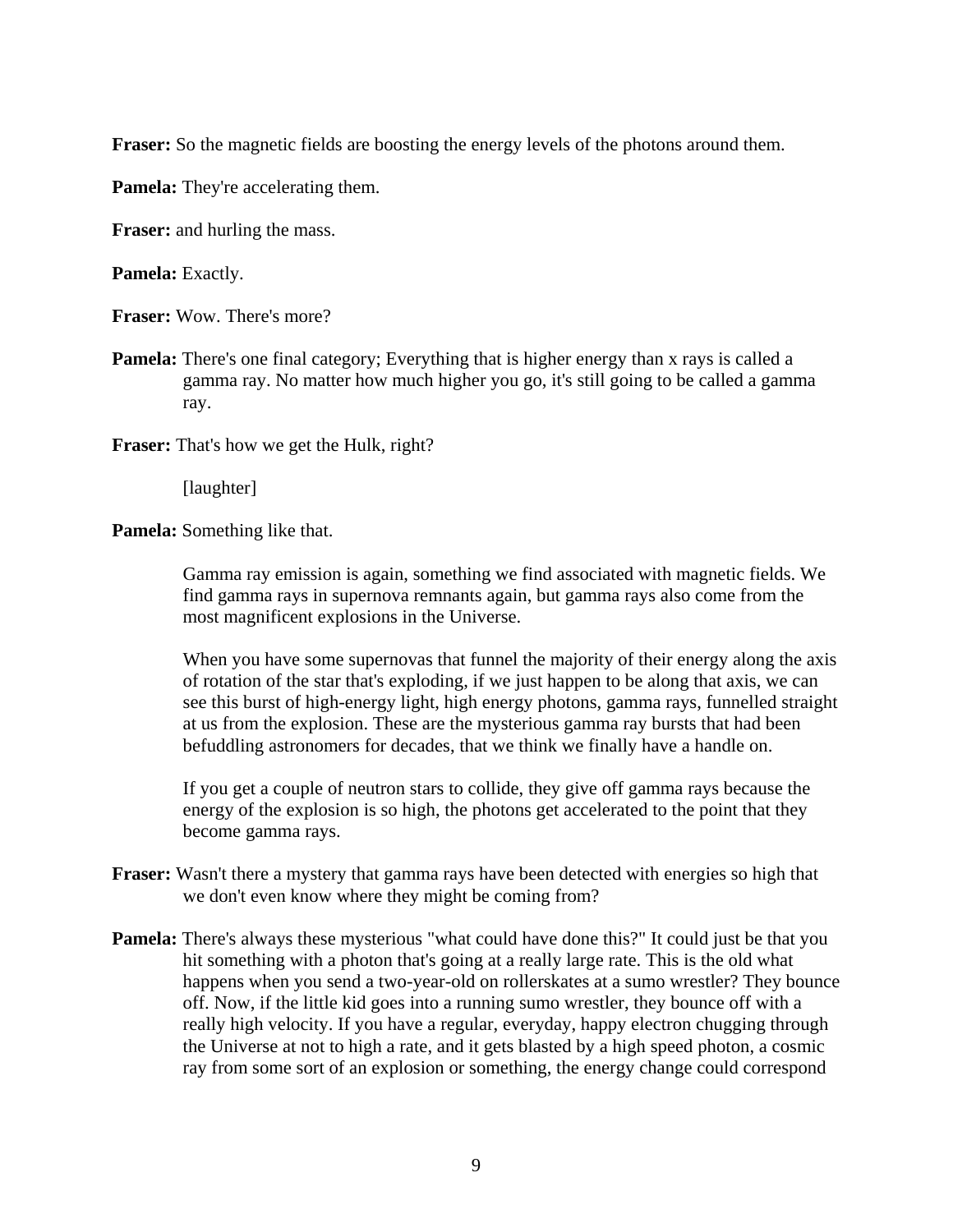**Fraser:** So the magnetic fields are boosting the energy levels of the photons around them.

**Pamela:** They're accelerating them.

**Fraser:** and hurling the mass.

**Pamela:** Exactly.

**Fraser:** Wow. There's more?

**Pamela:** There's one final category; Everything that is higher energy than x rays is called a gamma ray. No matter how much higher you go, it's still going to be called a gamma ray.

**Fraser:** That's how we get the Hulk, right?

[laughter]

**Pamela:** Something like that.

Gamma ray emission is again, something we find associated with magnetic fields. We find gamma rays in supernova remnants again, but gamma rays also come from the most magnificent explosions in the Universe.

When you have some supernovas that funnel the majority of their energy along the axis of rotation of the star that's exploding, if we just happen to be along that axis, we can see this burst of high-energy light, high energy photons, gamma rays, funnelled straight at us from the explosion. These are the mysterious gamma ray bursts that had been befuddling astronomers for decades, that we think we finally have a handle on.

If you get a couple of neutron stars to collide, they give off gamma rays because the energy of the explosion is so high, the photons get accelerated to the point that they become gamma rays.

**Fraser:** Wasn't there a mystery that gamma rays have been detected with energies so high that we don't even know where they might be coming from?

**Pamela:** There's always these mysterious "what could have done this?" It could just be that you hit something with a photon that's going at a really large rate. This is the old what happens when you send a two-year-old on rollerskates at a sumo wrestler? They bounce off. Now, if the little kid goes into a running sumo wrestler, they bounce off with a really high velocity. If you have a regular, everyday, happy electron chugging through the Universe at not to high a rate, and it gets blasted by a high speed photon, a cosmic ray from some sort of an explosion or something, the energy change could correspond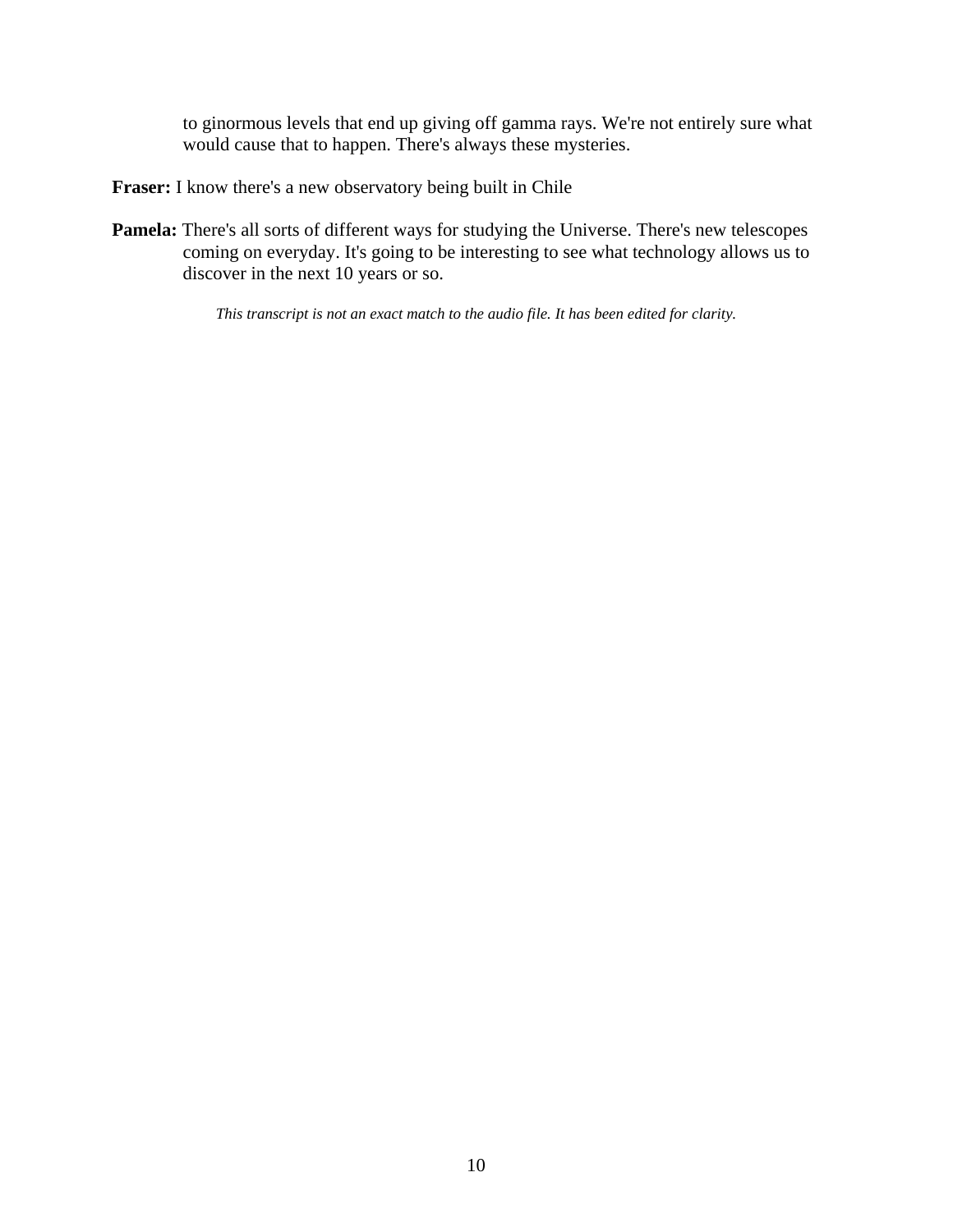to ginormous levels that end up giving off gamma rays. We're not entirely sure what would cause that to happen. There's always these mysteries.

**Fraser:** I know there's a new observatory being built in Chile

**Pamela:** There's all sorts of different ways for studying the Universe. There's new telescopes coming on everyday. It's going to be interesting to see what technology allows us to discover in the next 10 years or so.

*This transcript is not an exact match to the audio file. It has been edited for clarity.*